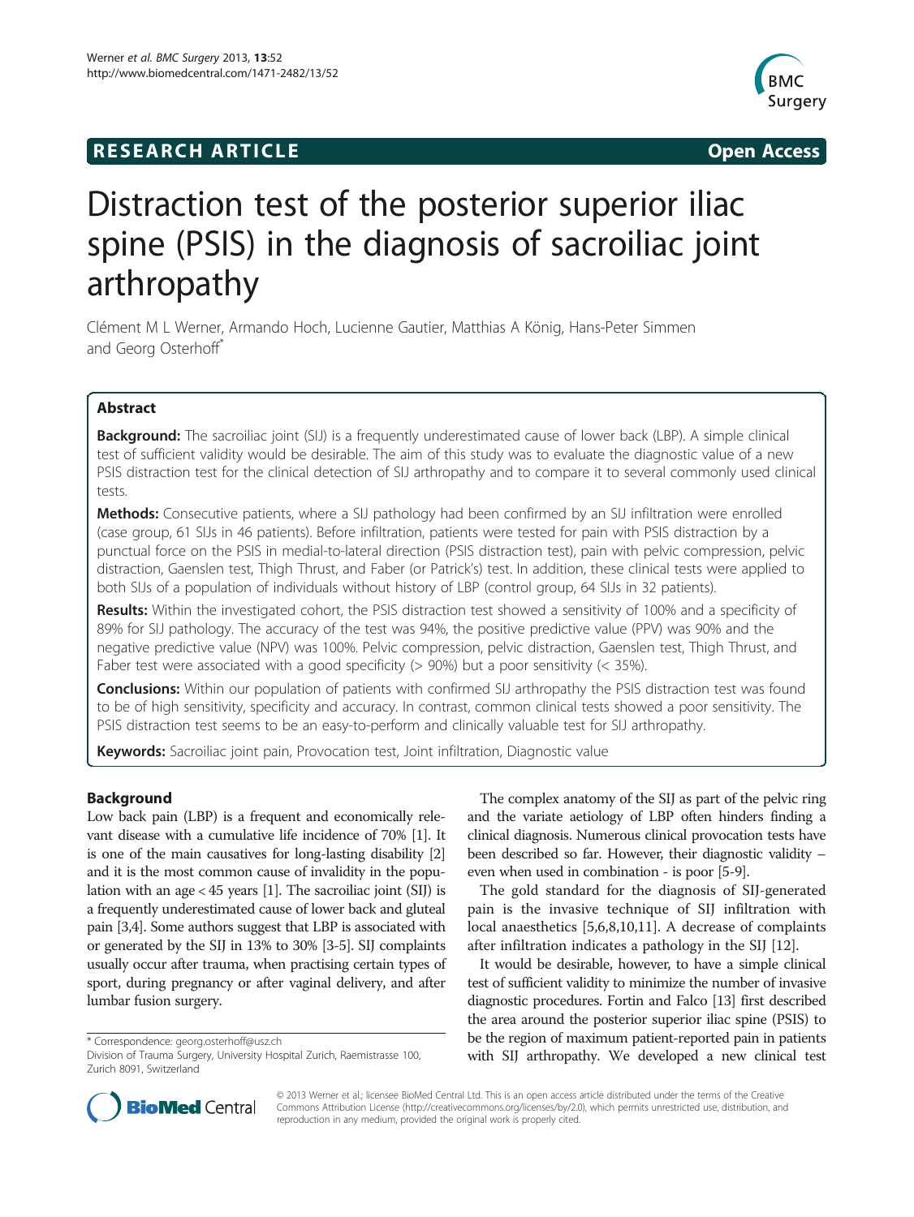RESEARCH ARTICLE **Open Access**

# Distraction test of the posterior superior iliac spine (PSIS) in the diagnosis of sacroiliac joint arthropathy

Clément M L Werner, Armando Hoch, Lucienne Gautier, Matthias A König, Hans-Peter Simmen and Georg Osterhoff*

## Abstract

**Background:** The sacroiliac joint (SIJ) is a frequently underestimated cause of lower back (LBP). A simple clinical test of sufficient validity would be desirable. The aim of this study was to evaluate the diagnostic value of a new PSIS distraction test for the clinical detection of SIJ arthropathy and to compare it to several commonly used clinical tests.

**Methods:** Consecutive patients, where a SIJ pathology had been confirmed by an SIJ infiltration were enrolled (case group, 61 SIJs in 46 patients). Before infiltration, patients were tested for pain with PSIS distraction by a punctual force on the PSIS in medial-to-lateral direction (PSIS distraction test), pain with pelvic compression, pelvic distraction, Gaenslen test, Thigh Thrust, and Faber (or Patrick's) test. In addition, these clinical tests were applied to both SIJs of a population of individuals without history of LBP (control group, 64 SIJs in 32 patients).

**Results:** Within the investigated cohort, the PSIS distraction test showed a sensitivity of 100% and a specificity of 89% for SIJ pathology. The accuracy of the test was 94%, the positive predictive value (PPV) was 90% and the negative predictive value (NPV) was 100%. Pelvic compression, pelvic distraction, Gaenslen test, Thigh Thrust, and Faber test were associated with a good specificity (> 90%) but a poor sensitivity (< 35%).

**Conclusions:** Within our population of patients with confirmed SIJ arthropathy the PSIS distraction test was found to be of high sensitivity, specificity and accuracy. In contrast, common clinical tests showed a poor sensitivity. The PSIS distraction test seems to be an easy-to-perform and clinically valuable test for SIJ arthropathy.

**Keywords:** Sacroiliac joint pain, Provocation test, Joint infiltration, Diagnostic value

## Background

Low back pain (LBP) is a frequent and economically relevant disease with a cumulative life incidence of 70% [1]. It is one of the main causatives for long-lasting disability [2] and it is the most common cause of invalidity in the population with an age < 45 years [1]. The sacroiliac joint (SIJ) is a frequently underestimated cause of lower back and gluteal pain [3,4]. Some authors suggest that LBP is associated with or generated by the SIJ in 13% to 30% [3-5]. SIJ complaints usually occur after trauma, when practising certain types of sport, during pregnancy or after vaginal delivery, and after lumbar fusion surgery.

The complex anatomy of the SIJ as part of the pelvic ring and the variate aetiology of LBP often hinders finding a clinical diagnosis. Numerous clinical provocation tests have been described so far. However, their diagnostic validity – even when used in combination - is poor [5-9].

The gold standard for the diagnosis of SIJ-generated pain is the invasive technique of SIJ infiltration with local anaesthetics [5,6,8,10,11]. A decrease of complaints after infiltration indicates a pathology in the SIJ [12].

It would be desirable, however, to have a simple clinical test of sufficient validity to minimize the number of invasive diagnostic procedures. Fortin and Falco [13] first described the area around the posterior superior iliac spine (PSIS) to be the region of maximum patient-reported pain in patients with SIJ arthropathy. We developed a new clinical test

\* Correspondence: georg.osterhoff@usz.ch
Division of Trauma Surgery, University Hospital Zurich, Raemistrasse 100, Zurich 8091, Switzerland

© 2013 Werner et al.; licensee BioMed Central Ltd. This is an open access article distributed under the terms of the Creative Commons Attribution License (http://creativecommons.org/licenses/by/2.0), which permits unrestricted use, distribution, and reproduction in any medium, provided the original work is properly cited.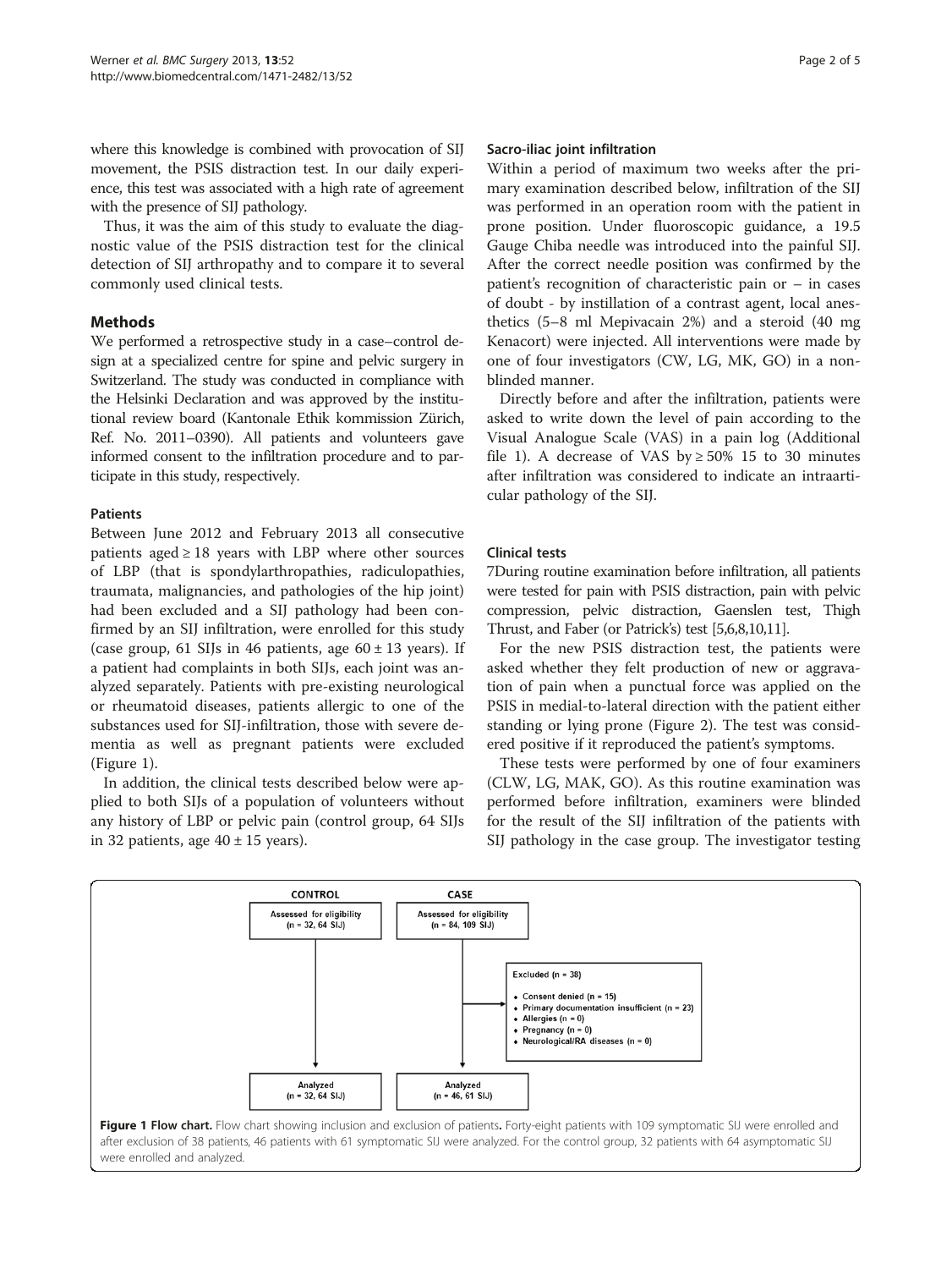where this knowledge is combined with provocation of SIJ movement, the PSIS distraction test. In our daily experience, this test was associated with a high rate of agreement with the presence of SIJ pathology.

Thus, it was the aim of this study to evaluate the diagnostic value of the PSIS distraction test for the clinical detection of SIJ arthropathy and to compare it to several commonly used clinical tests.

## Methods

We performed a retrospective study in a case–control design at a specialized centre for spine and pelvic surgery in Switzerland. The study was conducted in compliance with the Helsinki Declaration and was approved by the institutional review board (Kantonale Ethik kommission Zürich, Ref. No. 2011–0390). All patients and volunteers gave informed consent to the infiltration procedure and to participate in this study, respectively.

### Patients

Between June 2012 and February 2013 all consecutive patients aged ≥ 18 years with LBP where other sources of LBP (that is spondylarthropathies, radiculopathies, traumata, malignancies, and pathologies of the hip joint) had been excluded and a SIJ pathology had been confirmed by an SIJ infiltration, were enrolled for this study (case group, 61 SIJs in 46 patients, age 60 ± 13 years). If a patient had complaints in both SIJs, each joint was analyzed separately. Patients with pre-existing neurological or rheumatoid diseases, patients allergic to one of the substances used for SIJ-infiltration, those with severe dementia as well as pregnant patients were excluded (Figure 1).

In addition, the clinical tests described below were applied to both SIJs of a population of volunteers without any history of LBP or pelvic pain (control group, 64 SIJs in 32 patients, age 40 ± 15 years).

### Sacro-iliac joint infiltration

Within a period of maximum two weeks after the primary examination described below, infiltration of the SIJ was performed in an operation room with the patient in prone position. Under fluoroscopic guidance, a 19.5 Gauge Chiba needle was introduced into the painful SIJ. After the correct needle position was confirmed by the patient's recognition of characteristic pain or – in cases of doubt - by instillation of a contrast agent, local anesthetics (5–8 ml Mepivacain 2%) and a steroid (40 mg Kenacort) were injected. All interventions were made by one of four investigators (CW, LG, MK, GO) in a non-blinded manner.

Directly before and after the infiltration, patients were asked to write down the level of pain according to the Visual Analogue Scale (VAS) in a pain log (Additional file 1). A decrease of VAS by ≥ 50% 15 to 30 minutes after infiltration was considered to indicate an intraarticular pathology of the SIJ.

### Clinical tests

7During routine examination before infiltration, all patients were tested for pain with PSIS distraction, pain with pelvic compression, pelvic distraction, Gaenslen test, Thigh Thrust, and Faber (or Patrick's) test [5,6,8,10,11].

For the new PSIS distraction test, the patients were asked whether they felt production of new or aggravation of pain when a punctual force was applied on the PSIS in medial-to-lateral direction with the patient either standing or lying prone (Figure 2). The test was considered positive if it reproduced the patient's symptoms.

These tests were performed by one of four examiners (CLW, LG, MAK, GO). As this routine examination was performed before infiltration, examiners were blinded for the result of the SIJ infiltration of the patients with SIJ pathology in the case group. The investigator testing

| CONTROL | CASE |
|---|---|
| Assessed for eligibility (n = 32, 64 SIJ) | Assessed for eligibility (n = 84, 109 SIJ) |
| | Excluded (n = 38): Consent denied (n = 15); Primary documentation insufficient (n = 23); Allergies (n = 0); Pregnancy (n = 0); Neurological/RA diseases (n = 0) |
| Analyzed (n = 32, 64 SIJ) | Analyzed (n = 46, 61 SIJ) |

**Figure 1 Flow chart.** Flow chart showing inclusion and exclusion of patients**.** Forty-eight patients with 109 symptomatic SIJ were enrolled and after exclusion of 38 patients, 46 patients with 61 symptomatic SIJ were analyzed. For the control group, 32 patients with 64 asymptomatic SIJ were enrolled and analyzed.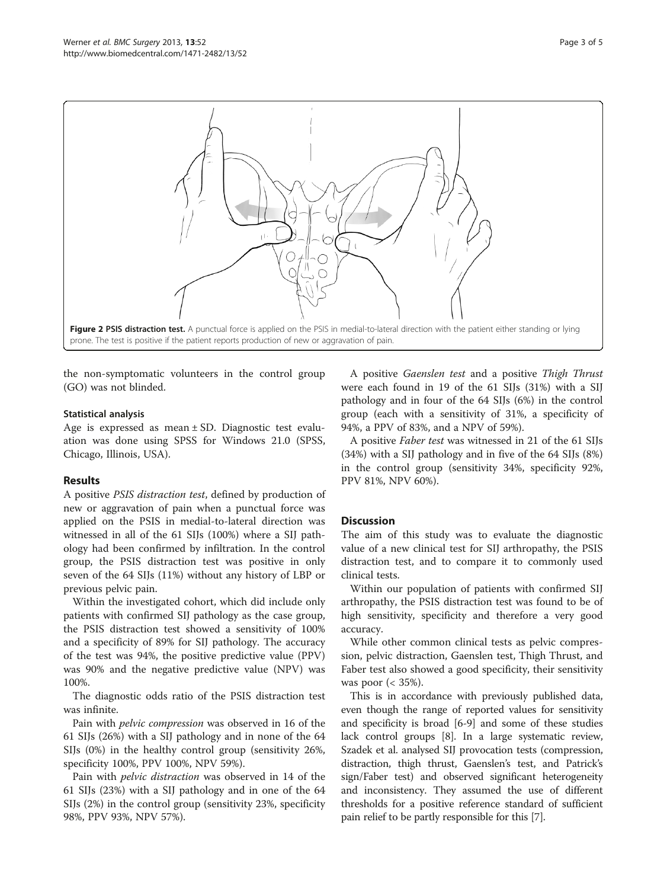**Figure 2 PSIS distraction test.** A punctual force is applied on the PSIS in medial-to-lateral direction with the patient either standing or lying prone. The test is positive if the patient reports production of new or aggravation of pain.

the non-symptomatic volunteers in the control group (GO) was not blinded.

### Statistical analysis

Age is expressed as mean ± SD. Diagnostic test evaluation was done using SPSS for Windows 21.0 (SPSS, Chicago, Illinois, USA).

## Results

A positive *PSIS distraction test*, defined by production of new or aggravation of pain when a punctual force was applied on the PSIS in medial-to-lateral direction was witnessed in all of the 61 SIJs (100%) where a SIJ pathology had been confirmed by infiltration. In the control group, the PSIS distraction test was positive in only seven of the 64 SIJs (11%) without any history of LBP or previous pelvic pain.

Within the investigated cohort, which did include only patients with confirmed SIJ pathology as the case group, the PSIS distraction test showed a sensitivity of 100% and a specificity of 89% for SIJ pathology. The accuracy of the test was 94%, the positive predictive value (PPV) was 90% and the negative predictive value (NPV) was 100%.

The diagnostic odds ratio of the PSIS distraction test was infinite.

Pain with *pelvic compression* was observed in 16 of the 61 SIJs (26%) with a SIJ pathology and in none of the 64 SIJs (0%) in the healthy control group (sensitivity 26%, specificity 100%, PPV 100%, NPV 59%).

Pain with *pelvic distraction* was observed in 14 of the 61 SIJs (23%) with a SIJ pathology and in one of the 64 SIJs (2%) in the control group (sensitivity 23%, specificity 98%, PPV 93%, NPV 57%).

A positive *Gaenslen test* and a positive *Thigh Thrust* were each found in 19 of the 61 SIJs (31%) with a SIJ pathology and in four of the 64 SIJs (6%) in the control group (each with a sensitivity of 31%, a specificity of 94%, a PPV of 83%, and a NPV of 59%).

A positive *Faber test* was witnessed in 21 of the 61 SIJs (34%) with a SIJ pathology and in five of the 64 SIJs (8%) in the control group (sensitivity 34%, specificity 92%, PPV 81%, NPV 60%).

## Discussion

The aim of this study was to evaluate the diagnostic value of a new clinical test for SIJ arthropathy, the PSIS distraction test, and to compare it to commonly used clinical tests.

Within our population of patients with confirmed SIJ arthropathy, the PSIS distraction test was found to be of high sensitivity, specificity and therefore a very good accuracy.

While other common clinical tests as pelvic compression, pelvic distraction, Gaenslen test, Thigh Thrust, and Faber test also showed a good specificity, their sensitivity was poor (< 35%).

This is in accordance with previously published data, even though the range of reported values for sensitivity and specificity is broad [6-9] and some of these studies lack control groups [8]. In a large systematic review, Szadek et al. analysed SIJ provocation tests (compression, distraction, thigh thrust, Gaenslen's test, and Patrick's sign/Faber test) and observed significant heterogeneity and inconsistency. They assumed the use of different thresholds for a positive reference standard of sufficient pain relief to be partly responsible for this [7].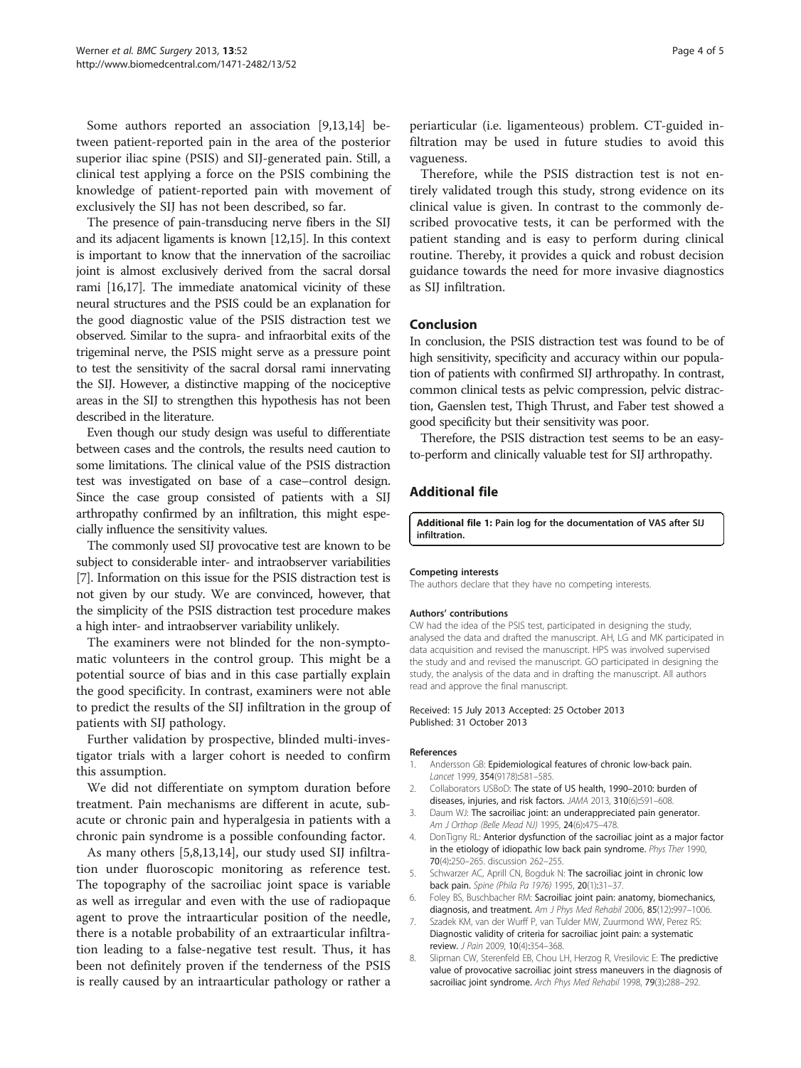Some authors reported an association [9,13,14] between patient-reported pain in the area of the posterior superior iliac spine (PSIS) and SIJ-generated pain. Still, a clinical test applying a force on the PSIS combining the knowledge of patient-reported pain with movement of exclusively the SIJ has not been described, so far.

The presence of pain-transducing nerve fibers in the SIJ and its adjacent ligaments is known [12,15]. In this context is important to know that the innervation of the sacroiliac joint is almost exclusively derived from the sacral dorsal rami [16,17]. The immediate anatomical vicinity of these neural structures and the PSIS could be an explanation for the good diagnostic value of the PSIS distraction test we observed. Similar to the supra- and infraorbital exits of the trigeminal nerve, the PSIS might serve as a pressure point to test the sensitivity of the sacral dorsal rami innervating the SIJ. However, a distinctive mapping of the nociceptive areas in the SIJ to strengthen this hypothesis has not been described in the literature.

Even though our study design was useful to differentiate between cases and the controls, the results need caution to some limitations. The clinical value of the PSIS distraction test was investigated on base of a case–control design. Since the case group consisted of patients with a SIJ arthropathy confirmed by an infiltration, this might especially influence the sensitivity values.

The commonly used SIJ provocative test are known to be subject to considerable inter- and intraobserver variabilities [7]. Information on this issue for the PSIS distraction test is not given by our study. We are convinced, however, that the simplicity of the PSIS distraction test procedure makes a high inter- and intraobserver variability unlikely.

The examiners were not blinded for the non-symptomatic volunteers in the control group. This might be a potential source of bias and in this case partially explain the good specificity. In contrast, examiners were not able to predict the results of the SIJ infiltration in the group of patients with SIJ pathology.

Further validation by prospective, blinded multi-investigator trials with a larger cohort is needed to confirm this assumption.

We did not differentiate on symptom duration before treatment. Pain mechanisms are different in acute, subacute or chronic pain and hyperalgesia in patients with a chronic pain syndrome is a possible confounding factor.

As many others [5,8,13,14], our study used SIJ infiltration under fluoroscopic monitoring as reference test. The topography of the sacroiliac joint space is variable as well as irregular and even with the use of radiopaque agent to prove the intraarticular position of the needle, there is a notable probability of an extraarticular infiltration leading to a false-negative test result. Thus, it has been not definitely proven if the tenderness of the PSIS is really caused by an intraarticular pathology or rather a periarticular (i.e. ligamenteous) problem. CT-guided infiltration may be used in future studies to avoid this vagueness.

Therefore, while the PSIS distraction test is not entirely validated trough this study, strong evidence on its clinical value is given. In contrast to the commonly described provocative tests, it can be performed with the patient standing and is easy to perform during clinical routine. Thereby, it provides a quick and robust decision guidance towards the need for more invasive diagnostics as SIJ infiltration.

## Conclusion

In conclusion, the PSIS distraction test was found to be of high sensitivity, specificity and accuracy within our population of patients with confirmed SIJ arthropathy. In contrast, common clinical tests as pelvic compression, pelvic distraction, Gaenslen test, Thigh Thrust, and Faber test showed a good specificity but their sensitivity was poor.

Therefore, the PSIS distraction test seems to be an easy-to-perform and clinically valuable test for SIJ arthropathy.

## Additional file

**Additional file 1: Pain log for the documentation of VAS after SIJ infiltration.**

#### Competing interests

The authors declare that they have no competing interests.

#### Authors' contributions

CW had the idea of the PSIS test, participated in designing the study, analysed the data and drafted the manuscript. AH, LG and MK participated in data acquisition and revised the manuscript. HPS was involved supervised the study and and revised the manuscript. GO participated in designing the study, the analysis of the data and in drafting the manuscript. All authors read and approve the final manuscript.

Received: 15 July 2013 Accepted: 25 October 2013
Published: 31 October 2013

#### References

1. Andersson GB: **Epidemiological features of chronic low-back pain.** *Lancet* 1999, **354**(9178):581–585.
2. Collaborators USBoD: **The state of US health, 1990–2010: burden of diseases, injuries, and risk factors.** *JAMA* 2013, **310**(6):591–608.
3. Daum WJ: **The sacroiliac joint: an underappreciated pain generator.** *Am J Orthop (Belle Mead NJ)* 1995, **24**(6):475–478.
4. DonTigny RL: **Anterior dysfunction of the sacroiliac joint as a major factor in the etiology of idiopathic low back pain syndrome.** *Phys Ther* 1990, **70**(4):250–265. discussion 262–255.
5. Schwarzer AC, Aprill CN, Bogduk N: **The sacroiliac joint in chronic low back pain.** *Spine (Phila Pa 1976)* 1995, **20**(1):31–37.
6. Foley BS, Buschbacher RM: **Sacroiliac joint pain: anatomy, biomechanics, diagnosis, and treatment.** *Am J Phys Med Rehabil* 2006, **85**(12):997–1006.
7. Szadek KM, van der Wurff P, van Tulder MW, Zuurmond WW, Perez RS: **Diagnostic validity of criteria for sacroiliac joint pain: a systematic review.** *J Pain* 2009, **10**(4):354–368.
8. Slipman CW, Sterenfeld EB, Chou LH, Herzog R, Vresilovic E: **The predictive value of provocative sacroiliac joint stress maneuvers in the diagnosis of sacroiliac joint syndrome.** *Arch Phys Med Rehabil* 1998, **79**(3):288–292.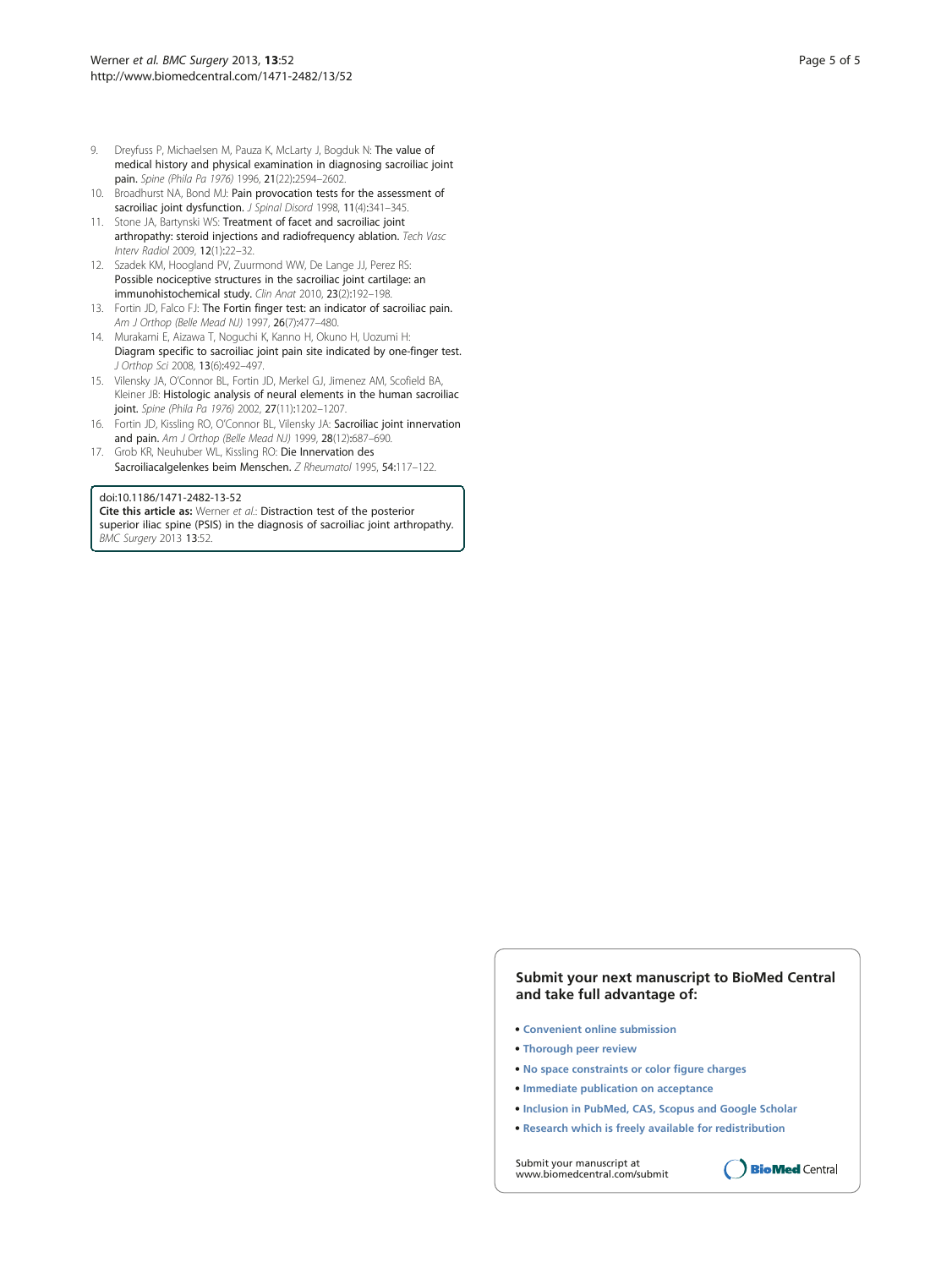9. Dreyfuss P, Michaelsen M, Pauza K, McLarty J, Bogduk N: **The value of medical history and physical examination in diagnosing sacroiliac joint pain.** *Spine (Phila Pa 1976)* 1996, **21**(22):2594–2602.
10. Broadhurst NA, Bond MJ: **Pain provocation tests for the assessment of sacroiliac joint dysfunction.** *J Spinal Disord* 1998, **11**(4):341–345.
11. Stone JA, Bartynski WS: **Treatment of facet and sacroiliac joint arthropathy: steroid injections and radiofrequency ablation.** *Tech Vasc Interv Radiol* 2009, **12**(1):22–32.
12. Szadek KM, Hoogland PV, Zuurmond WW, De Lange JJ, Perez RS: **Possible nociceptive structures in the sacroiliac joint cartilage: an immunohistochemical study.** *Clin Anat* 2010, **23**(2):192–198.
13. Fortin JD, Falco FJ: **The Fortin finger test: an indicator of sacroiliac pain.** *Am J Orthop (Belle Mead NJ)* 1997, **26**(7):477–480.
14. Murakami E, Aizawa T, Noguchi K, Kanno H, Okuno H, Uozumi H: **Diagram specific to sacroiliac joint pain site indicated by one-finger test.** *J Orthop Sci* 2008, **13**(6):492–497.
15. Vilensky JA, O'Connor BL, Fortin JD, Merkel GJ, Jimenez AM, Scofield BA, Kleiner JB: **Histologic analysis of neural elements in the human sacroiliac joint.** *Spine (Phila Pa 1976)* 2002, **27**(11):1202–1207.
16. Fortin JD, Kissling RO, O'Connor BL, Vilensky JA: **Sacroiliac joint innervation and pain.** *Am J Orthop (Belle Mead NJ)* 1999, **28**(12):687–690.
17. Grob KR, Neuhuber WL, Kissling RO: **Die Innervation des Sacroiliacalgelenkes beim Menschen.** *Z Rheumatol* 1995, **54**:117–122.

doi:10.1186/1471-2482-13-52

**Cite this article as:** Werner *et al.*: Distraction test of the posterior superior iliac spine (PSIS) in the diagnosis of sacroiliac joint arthropathy. *BMC Surgery* 2013 **13**:52.

**Submit your next manuscript to BioMed Central and take full advantage of:**

- **Convenient online submission**
- **Thorough peer review**
- **No space constraints or color figure charges**
- **Immediate publication on acceptance**
- **Inclusion in PubMed, CAS, Scopus and Google Scholar**
- **Research which is freely available for redistribution**

Submit your manuscript at
www.biomedcentral.com/submit

BioMed Central